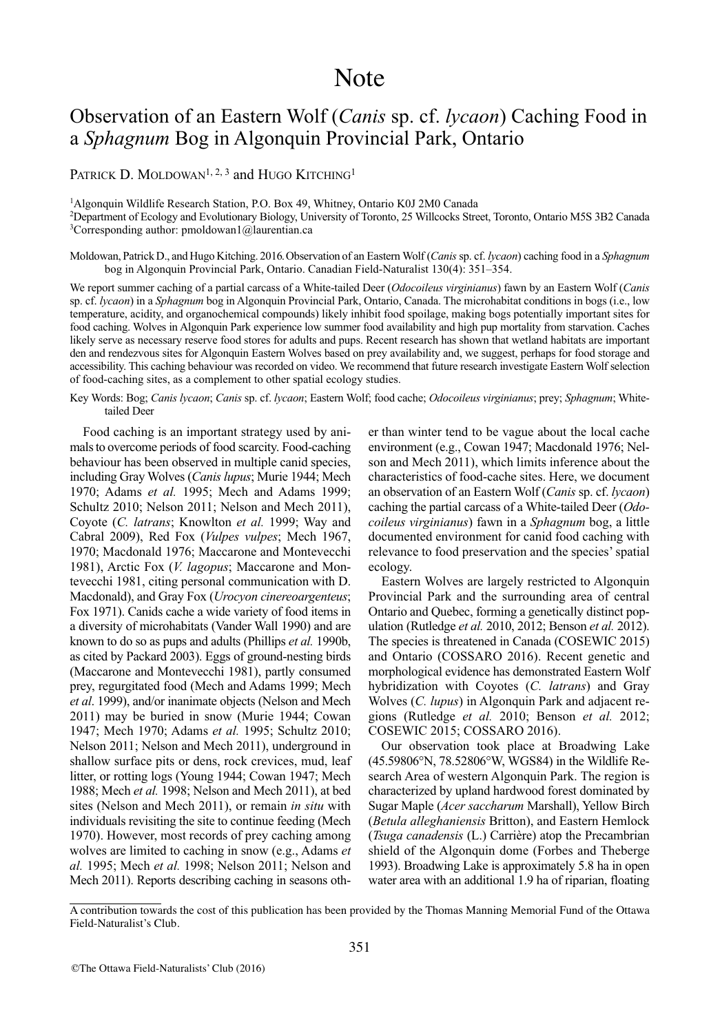# Note

## Observation of an Eastern Wolf (*Canis* sp. cf. *lycaon*) Caching Food in a *Sphagnum* Bog in Algonquin Provincial Park, Ontario

PATRICK D. MOLDOWAN[1, 2, 3] and HUGO KITCHING[1]

[1]Algonquin Wildlife Research Station, P.O. Box 49, Whitney, Ontario K0J 2M0 Canada

[2]Department of Ecology and Evolutionary Biology, University of Toronto, 25 Willcocks Street, Toronto, Ontario M5S 3B2 Canada

[3]Corresponding author: pmoldowan1@laurentian.ca

Moldowan, Patrick D., and Hugo Kitching. 2016. Observation of an Eastern Wolf (*Canis* sp. cf. *lycaon*) caching food in a *Sphagnum* bog in Algonquin Provincial Park, Ontario. Canadian Field-Naturalist 130(4): 351–354.

We report summer caching of a partial carcass of a White-tailed Deer (*Odocoileus virginianus*) fawn by an Eastern Wolf (*Canis* sp. cf. *lycaon*) in a *Sphagnum* bog in Algonquin Provincial Park, Ontario, Canada. The microhabitat conditions in bogs (i.e., low temperature, acidity, and organochemical compounds) likely inhibit food spoilage, making bogs potentially important sites for food caching. Wolves in Algonquin Park experience low summer food availability and high pup mortality from starvation. Caches likely serve as necessary reserve food stores for adults and pups. Recent research has shown that wetland habitats are important den and rendezvous sites for Algonquin Eastern Wolves based on prey availability and, we suggest, perhaps for food storage and accessibility. This caching behaviour was recorded on video. We recommend that future research investigate Eastern Wolf selection of food-caching sites, as a complement to other spatial ecology studies.

Key Words: Bog; *Canis lycaon*; *Canis* sp. cf. *lycaon*; Eastern Wolf; food cache; *Odocoileus virginianus*; prey; *Sphagnum*; White-tailed Deer

Food caching is an important strategy used by animals to overcome periods of food scarcity. Food-caching behaviour has been observed in multiple canid species, including Gray Wolves (*Canis lupus*; Murie 1944; Mech 1970; Adams *et al.* 1995; Mech and Adams 1999; Schultz 2010; Nelson 2011; Nelson and Mech 2011), Coyote (*C. latrans*; Knowlton *et al.* 1999; Way and Cabral 2009), Red Fox (*Vulpes vulpes*; Mech 1967, 1970; Macdonald 1976; Maccarone and Montevecchi 1981), Arctic Fox (*V. lagopus*; Maccarone and Montevecchi 1981, citing personal communication with D. Macdonald), and Gray Fox (*Urocyon cinereoargenteus*; Fox 1971). Canids cache a wide variety of food items in a diversity of microhabitats (Vander Wall 1990) and are known to do so as pups and adults (Phillips *et al.* 1990b, as cited by Packard 2003). Eggs of ground-nesting birds (Maccarone and Montevecchi 1981), partly consumed prey, regurgitated food (Mech and Adams 1999; Mech *et al*. 1999), and/or inanimate objects (Nelson and Mech 2011) may be buried in snow (Murie 1944; Cowan 1947; Mech 1970; Adams *et al.* 1995; Schultz 2010; Nelson 2011; Nelson and Mech 2011), underground in shallow surface pits or dens, rock crevices, mud, leaf litter, or rotting logs (Young 1944; Cowan 1947; Mech 1988; Mech *et al.* 1998; Nelson and Mech 2011), at bed sites (Nelson and Mech 2011), or remain *in situ* with individuals revisiting the site to continue feeding (Mech 1970). However, most records of prey caching among wolves are limited to caching in snow (e.g., Adams *et al.* 1995; Mech *et al.* 1998; Nelson 2011; Nelson and Mech 2011). Reports describing caching in seasons other than winter tend to be vague about the local cache environment (e.g., Cowan 1947; Macdonald 1976; Nelson and Mech 2011), which limits inference about the characteristics of food-cache sites. Here, we document an observation of an Eastern Wolf (*Canis* sp. cf. *lycaon*) caching the partial carcass of a White-tailed Deer (*Odocoileus virginianus*) fawn in a *Sphagnum* bog, a little documented environment for canid food caching with relevance to food preservation and the species' spatial ecology.

Eastern Wolves are largely restricted to Algonquin Provincial Park and the surrounding area of central Ontario and Quebec, forming a genetically distinct population (Rutledge *et al.* 2010, 2012; Benson *et al.* 2012). The species is threatened in Canada (COSEWIC 2015) and Ontario (COSSARO 2016). Recent genetic and morphological evidence has demonstrated Eastern Wolf hybridization with Coyotes (*C. latrans*) and Gray Wolves (*C. lupus*) in Algonquin Park and adjacent regions (Rutledge *et al.* 2010; Benson *et al.* 2012; COSEWIC 2015; COSSARO 2016).

Our observation took place at Broadwing Lake (45.59806°N, 78.52806°W, WGS84) in the Wildlife Research Area of western Algonquin Park. The region is characterized by upland hardwood forest dominated by Sugar Maple (*Acer saccharum* Marshall), Yellow Birch (*Betula alleghaniensis* Britton), and Eastern Hemlock (*Tsuga canadensis* (L.) Carrière) atop the Precambrian shield of the Algonquin dome (Forbes and Theberge 1993). Broadwing Lake is approximately 5.8 ha in open water area with an additional 1.9 ha of riparian, floating

A contribution towards the cost of this publication has been provided by the Thomas Manning Memorial Fund of the Ottawa Field-Naturalist's Club.

©The Ottawa Field-Naturalists' Club (2016)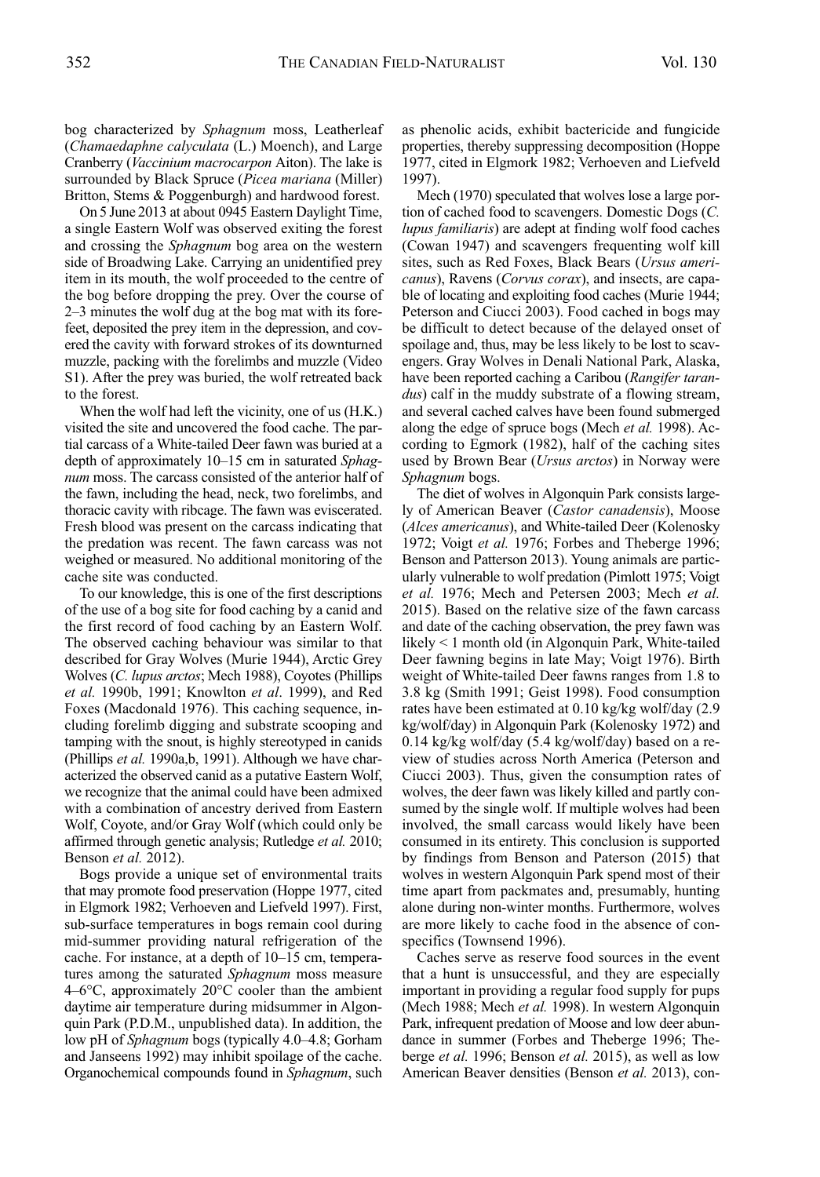bog characterized by *Sphagnum* moss, Leatherleaf (*Chamaedaphne calyculata* (L.) Moench), and Large Cranberry (*Vaccinium macrocarpon* Aiton). The lake is surrounded by Black Spruce (*Picea mariana* (Miller) Britton, Stems & Poggenburgh) and hardwood forest.

On 5 June 2013 at about 0945 Eastern Daylight Time, a single Eastern Wolf was observed exiting the forest and crossing the *Sphagnum* bog area on the western side of Broadwing Lake. Carrying an unidentified prey item in its mouth, the wolf proceeded to the centre of the bog before dropping the prey. Over the course of 2–3 minutes the wolf dug at the bog mat with its forefeet, deposited the prey item in the depression, and covered the cavity with forward strokes of its downturned muzzle, packing with the forelimbs and muzzle (Video S1). After the prey was buried, the wolf retreated back to the forest.

When the wolf had left the vicinity, one of us (H.K.) visited the site and uncovered the food cache. The partial carcass of a White-tailed Deer fawn was buried at a depth of approximately 10–15 cm in saturated *Sphagnum* moss. The carcass consisted of the anterior half of the fawn, including the head, neck, two forelimbs, and thoracic cavity with ribcage. The fawn was eviscerated. Fresh blood was present on the carcass indicating that the predation was recent. The fawn carcass was not weighed or measured. No additional monitoring of the cache site was conducted.

To our knowledge, this is one of the first descriptions of the use of a bog site for food caching by a canid and the first record of food caching by an Eastern Wolf. The observed caching behaviour was similar to that described for Gray Wolves (Murie 1944), Arctic Grey Wolves (*C. lupus arctos*; Mech 1988), Coyotes (Phillips *et al.* 1990b, 1991; Knowlton *et al*. 1999), and Red Foxes (Macdonald 1976). This caching sequence, including forelimb digging and substrate scooping and tamping with the snout, is highly stereotyped in canids (Phillips *et al.* 1990a,b, 1991). Although we have characterized the observed canid as a putative Eastern Wolf, we recognize that the animal could have been admixed with a combination of ancestry derived from Eastern Wolf, Coyote, and/or Gray Wolf (which could only be affirmed through genetic analysis; Rutledge *et al.* 2010; Benson *et al.* 2012).

Bogs provide a unique set of environmental traits that may promote food preservation (Hoppe 1977, cited in Elgmork 1982; Verhoeven and Liefveld 1997). First, sub-surface temperatures in bogs remain cool during mid-summer providing natural refrigeration of the cache. For instance, at a depth of 10–15 cm, temperatures among the saturated *Sphagnum* moss measure 4–6°C, approximately 20°C cooler than the ambient daytime air temperature during midsummer in Algonquin Park (P.D.M., unpublished data). In addition, the low pH of *Sphagnum* bogs (typically 4.0–4.8; Gorham and Janseens 1992) may inhibit spoilage of the cache. Organochemical compounds found in *Sphagnum*, such as phenolic acids, exhibit bactericide and fungicide properties, thereby suppressing decomposition (Hoppe 1977, cited in Elgmork 1982; Verhoeven and Liefveld 1997).

Mech (1970) speculated that wolves lose a large portion of cached food to scavengers. Domestic Dogs (*C. lupus familiaris*) are adept at finding wolf food caches (Cowan 1947) and scavengers frequenting wolf kill sites, such as Red Foxes, Black Bears (*Ursus americanus*), Ravens (*Corvus corax*), and insects, are capable of locating and exploiting food caches (Murie 1944; Peterson and Ciucci 2003). Food cached in bogs may be difficult to detect because of the delayed onset of spoilage and, thus, may be less likely to be lost to scavengers. Gray Wolves in Denali National Park, Alaska, have been reported caching a Caribou (*Rangifer tarandus*) calf in the muddy substrate of a flowing stream, and several cached calves have been found submerged along the edge of spruce bogs (Mech *et al.* 1998). According to Egmork (1982), half of the caching sites used by Brown Bear (*Ursus arctos*) in Norway were *Sphagnum* bogs.

The diet of wolves in Algonquin Park consists largely of American Beaver (*Castor canadensis*), Moose (*Alces americanus*), and White-tailed Deer (Kolenosky 1972; Voigt *et al.* 1976; Forbes and Theberge 1996; Benson and Patterson 2013). Young animals are particularly vulnerable to wolf predation (Pimlott 1975; Voigt *et al.* 1976; Mech and Petersen 2003; Mech *et al.* 2015). Based on the relative size of the fawn carcass and date of the caching observation, the prey fawn was likely < 1 month old (in Algonquin Park, White-tailed Deer fawning begins in late May; Voigt 1976). Birth weight of White-tailed Deer fawns ranges from 1.8 to 3.8 kg (Smith 1991; Geist 1998). Food consumption rates have been estimated at 0.10 kg/kg wolf/day (2.9 kg/wolf/day) in Algonquin Park (Kolenosky 1972) and 0.14 kg/kg wolf/day (5.4 kg/wolf/day) based on a review of studies across North America (Peterson and Ciucci 2003). Thus, given the consumption rates of wolves, the deer fawn was likely killed and partly consumed by the single wolf. If multiple wolves had been involved, the small carcass would likely have been consumed in its entirety. This conclusion is supported by findings from Benson and Paterson (2015) that wolves in western Algonquin Park spend most of their time apart from packmates and, presumably, hunting alone during non-winter months. Furthermore, wolves are more likely to cache food in the absence of conspecifics (Townsend 1996).

Caches serve as reserve food sources in the event that a hunt is unsuccessful, and they are especially important in providing a regular food supply for pups (Mech 1988; Mech *et al.* 1998). In western Algonquin Park, infrequent predation of Moose and low deer abundance in summer (Forbes and Theberge 1996; Theberge *et al.* 1996; Benson *et al.* 2015), as well as low American Beaver densities (Benson *et al.* 2013), con-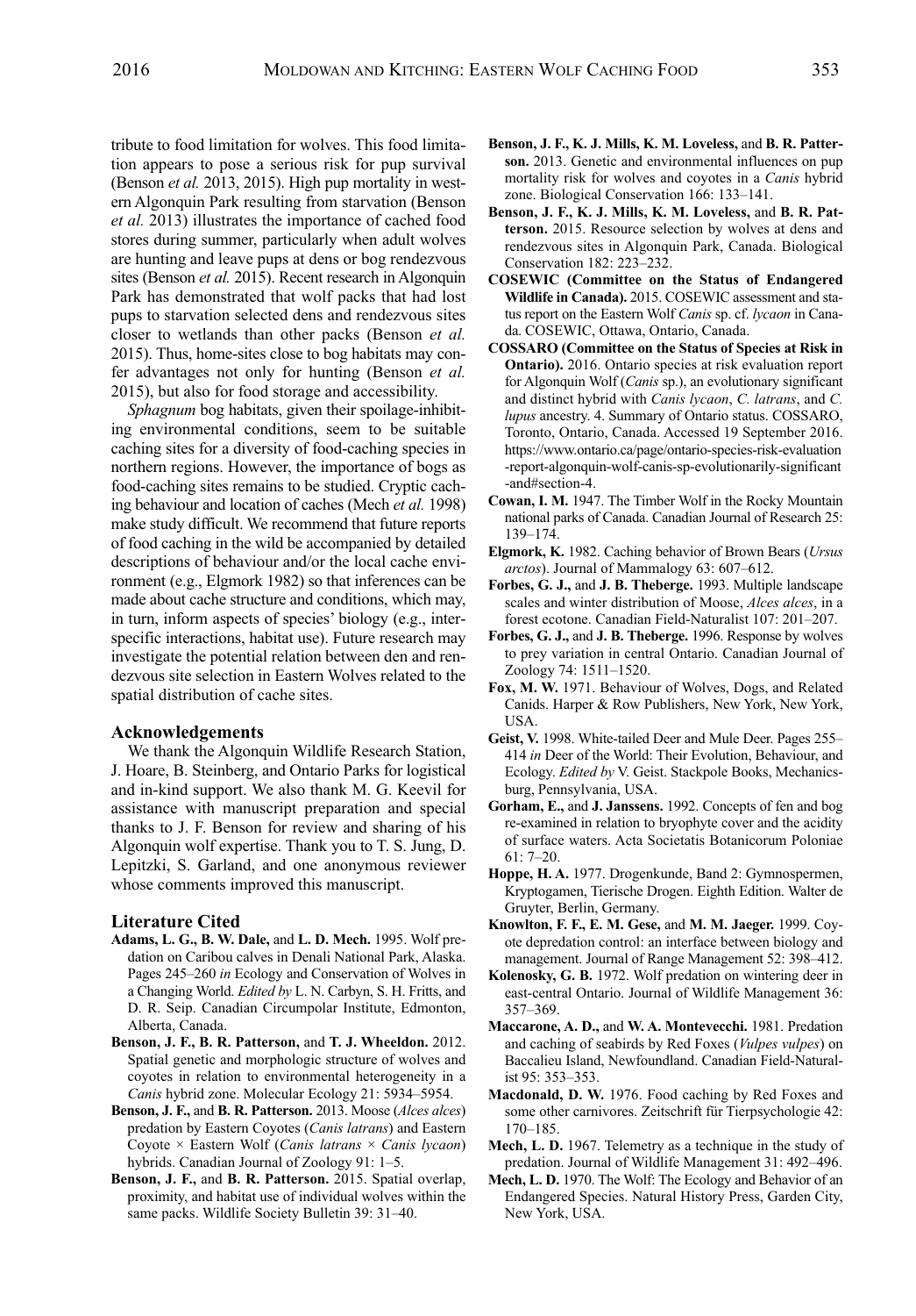tribute to food limitation for wolves. This food limitation appears to pose a serious risk for pup survival (Benson *et al.* 2013, 2015). High pup mortality in western Algonquin Park resulting from starvation (Benson *et al.* 2013) illustrates the importance of cached food stores during summer, particularly when adult wolves are hunting and leave pups at dens or bog rendezvous sites (Benson *et al.* 2015). Recent research in Algonquin Park has demonstrated that wolf packs that had lost pups to starvation selected dens and rendezvous sites closer to wetlands than other packs (Benson *et al.* 2015). Thus, home-sites close to bog habitats may confer advantages not only for hunting (Benson *et al.* 2015), but also for food storage and accessibility.

*Sphagnum* bog habitats, given their spoilage-inhibiting environmental conditions, seem to be suitable caching sites for a diversity of food-caching species in northern regions. However, the importance of bogs as food-caching sites remains to be studied. Cryptic caching behaviour and location of caches (Mech *et al.* 1998) make study difficult. We recommend that future reports of food caching in the wild be accompanied by detailed descriptions of behaviour and/or the local cache environment (e.g., Elgmork 1982) so that inferences can be made about cache structure and conditions, which may, in turn, inform aspects of species' biology (e.g., interspecific interactions, habitat use). Future research may investigate the potential relation between den and rendezvous site selection in Eastern Wolves related to the spatial distribution of cache sites.

## Acknowledgements

We thank the Algonquin Wildlife Research Station, J. Hoare, B. Steinberg, and Ontario Parks for logistical and in-kind support. We also thank M. G. Keevil for assistance with manuscript preparation and special thanks to J. F. Benson for review and sharing of his Algonquin wolf expertise. Thank you to T. S. Jung, D. Lepitzki, S. Garland, and one anonymous reviewer whose comments improved this manuscript.

## Literature Cited

**Adams, L. G., B. W. Dale,** and **L. D. Mech.** 1995. Wolf predation on Caribou calves in Denali National Park, Alaska. Pages 245–260 *in* Ecology and Conservation of Wolves in a Changing World. *Edited by* L. N. Carbyn, S. H. Fritts, and D. R. Seip. Canadian Circumpolar Institute, Edmonton, Alberta, Canada.

**Benson, J. F., B. R. Patterson,** and **T. J. Wheeldon.** 2012. Spatial genetic and morphologic structure of wolves and coyotes in relation to environmental heterogeneity in a *Canis* hybrid zone. Molecular Ecology 21: 5934–5954.

**Benson, J. F.,** and **B. R. Patterson.** 2013. Moose (*Alces alces*) predation by Eastern Coyotes (*Canis latrans*) and Eastern Coyote × Eastern Wolf (*Canis latrans* × *Canis lycaon*) hybrids. Canadian Journal of Zoology 91: 1–5.

**Benson, J. F.,** and **B. R. Patterson.** 2015. Spatial overlap, proximity, and habitat use of individual wolves within the same packs. Wildlife Society Bulletin 39: 31–40.

**Benson, J. F., K. J. Mills, K. M. Loveless,** and **B. R. Patterson.** 2013. Genetic and environmental influences on pup mortality risk for wolves and coyotes in a *Canis* hybrid zone. Biological Conservation 166: 133–141.

**Benson, J. F., K. J. Mills, K. M. Loveless,** and **B. R. Patterson.** 2015. Resource selection by wolves at dens and rendezvous sites in Algonquin Park, Canada. Biological Conservation 182: 223–232.

**COSEWIC (Committee on the Status of Endangered Wildlife in Canada).** 2015. COSEWIC assessment and status report on the Eastern Wolf *Canis* sp. cf. *lycaon* in Canada. COSEWIC, Ottawa, Ontario, Canada.

**COSSARO (Committee on the Status of Species at Risk in Ontario).** 2016. Ontario species at risk evaluation report for Algonquin Wolf (*Canis* sp.), an evolutionary significant and distinct hybrid with *Canis lycaon*, *C. latrans*, and *C. lupus* ancestry. 4. Summary of Ontario status. COSSARO, Toronto, Ontario, Canada. Accessed 19 September 2016. https://www.ontario.ca/page/ontario-species-risk-evaluation-report-algonquin-wolf-canis-sp-evolutionarily-significant-and#section-4.

**Cowan, I. M.** 1947. The Timber Wolf in the Rocky Mountain national parks of Canada. Canadian Journal of Research 25: 139–174.

**Elgmork, K.** 1982. Caching behavior of Brown Bears (*Ursus arctos*). Journal of Mammalogy 63: 607–612.

**Forbes, G. J.,** and **J. B. Theberge.** 1993. Multiple landscape scales and winter distribution of Moose, *Alces alces*, in a forest ecotone. Canadian Field-Naturalist 107: 201–207.

**Forbes, G. J.,** and **J. B. Theberge.** 1996. Response by wolves to prey variation in central Ontario. Canadian Journal of Zoology 74: 1511–1520.

**Fox, M. W.** 1971. Behaviour of Wolves, Dogs, and Related Canids. Harper & Row Publishers, New York, New York, USA.

**Geist, V.** 1998. White-tailed Deer and Mule Deer. Pages 255–414 *in* Deer of the World: Their Evolution, Behaviour, and Ecology. *Edited by* V. Geist. Stackpole Books, Mechanicsburg, Pennsylvania, USA.

**Gorham, E.,** and **J. Janssens.** 1992. Concepts of fen and bog re-examined in relation to bryophyte cover and the acidity of surface waters. Acta Societatis Botanicorum Poloniae 61: 7–20.

**Hoppe, H. A.** 1977. Drogenkunde, Band 2: Gymnospermen, Kryptogamen, Tierische Drogen. Eighth Edition. Walter de Gruyter, Berlin, Germany.

**Knowlton, F. F., E. M. Gese,** and **M. M. Jaeger.** 1999. Coyote depredation control: an interface between biology and management. Journal of Range Management 52: 398–412.

**Kolenosky, G. B.** 1972. Wolf predation on wintering deer in east-central Ontario. Journal of Wildlife Management 36: 357–369.

**Maccarone, A. D.,** and **W. A. Montevecchi.** 1981. Predation and caching of seabirds by Red Foxes (*Vulpes vulpes*) on Baccalieu Island, Newfoundland. Canadian Field-Naturalist 95: 353–353.

**Macdonald, D. W.** 1976. Food caching by Red Foxes and some other carnivores. Zeitschrift für Tierpsychologie 42: 170–185.

**Mech, L. D.** 1967. Telemetry as a technique in the study of predation. Journal of Wildlife Management 31: 492–496.

**Mech, L. D.** 1970. The Wolf: The Ecology and Behavior of an Endangered Species. Natural History Press, Garden City, New York, USA.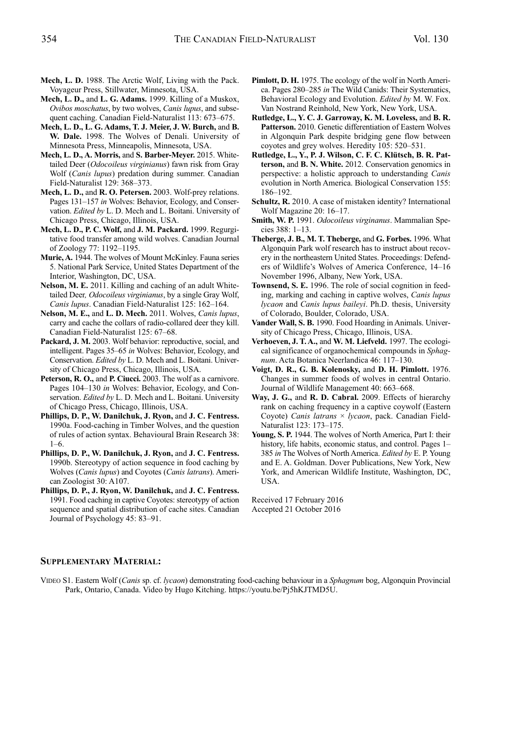**Mech, L. D.** 1988. The Arctic Wolf, Living with the Pack. Voyageur Press, Stillwater, Minnesota, USA.

**Mech, L. D.,** and **L. G. Adams.** 1999. Killing of a Muskox, *Ovibos moschatus*, by two wolves, *Canis lupus*, and subsequent caching. Canadian Field-Naturalist 113: 673–675.

**Mech, L. D., L. G. Adams, T. J. Meier, J. W. Burch,** and **B. W. Dale.** 1998. The Wolves of Denali. University of Minnesota Press, Minneapolis, Minnesota, USA.

**Mech, L. D., A. Morris,** and **S. Barber-Meyer.** 2015. White-tailed Deer (*Odocoileus virginianus*) fawn risk from Gray Wolf (*Canis lupus*) predation during summer. Canadian Field-Naturalist 129: 368–373.

**Mech, L. D.,** and **R. O. Petersen.** 2003. Wolf-prey relations. Pages 131–157 *in* Wolves: Behavior, Ecology, and Conservation. *Edited by* L. D. Mech and L. Boitani. University of Chicago Press, Chicago, Illinois, USA.

**Mech, L. D., P. C. Wolf,** and **J. M. Packard.** 1999. Regurgitative food transfer among wild wolves. Canadian Journal of Zoology 77: 1192–1195.

**Murie, A.** 1944. The wolves of Mount McKinley. Fauna series 5. National Park Service, United States Department of the Interior, Washington, DC, USA.

**Nelson, M. E.** 2011. Killing and caching of an adult White-tailed Deer*, Odocoileus virginianus*, by a single Gray Wolf, *Canis lupus*. Canadian Field-Naturalist 125: 162–164.

**Nelson, M. E.,** and **L. D. Mech.** 2011. Wolves, *Canis lupus*, carry and cache the collars of radio-collared deer they kill. Canadian Field-Naturalist 125: 67–68.

**Packard, J. M.** 2003. Wolf behavior: reproductive, social, and intelligent. Pages 35–65 *in* Wolves: Behavior, Ecology, and Conservation. *Edited by* L. D. Mech and L. Boitani. University of Chicago Press, Chicago, Illinois, USA.

**Peterson, R. O.,** and **P. Ciucci.** 2003. The wolf as a carnivore. Pages 104–130 *in* Wolves: Behavior, Ecology, and Conservation. *Edited by* L. D. Mech and L. Boitani. University of Chicago Press, Chicago, Illinois, USA.

**Phillips, D. P., W. Danilchuk, J. Ryon,** and **J. C. Fentress.** 1990a. Food-caching in Timber Wolves, and the question of rules of action syntax. Behavioural Brain Research 38: 1–6.

**Phillips, D. P., W. Danilchuk, J. Ryon,** and **J. C. Fentress.** 1990b. Stereotypy of action sequence in food caching by Wolves (*Canis lupus*) and Coyotes (*Canis latrans*). American Zoologist 30: A107.

**Phillips, D. P., J. Ryon, W. Danilchuk,** and **J. C. Fentress.** 1991. Food caching in captive Coyotes: stereotypy of action sequence and spatial distribution of cache sites. Canadian Journal of Psychology 45: 83–91.

**Pimlott, D. H.** 1975. The ecology of the wolf in North America. Pages 280–285 *in* The Wild Canids: Their Systematics, Behavioral Ecology and Evolution. *Edited by* M. W. Fox. Van Nostrand Reinhold, New York, New York, USA.

**Rutledge, L., Y. C. J. Garroway, K. M. Loveless,** and **B. R. Patterson.** 2010. Genetic differentiation of Eastern Wolves in Algonquin Park despite bridging gene flow between coyotes and grey wolves. Heredity 105: 520–531.

**Rutledge, L., Y., P. J. Wilson, C. F. C. Klütsch, B. R. Patterson,** and **B. N. White.** 2012. Conservation genomics in perspective: a holistic approach to understanding *Canis* evolution in North America. Biological Conservation 155: 186–192.

**Schultz, R.** 2010. A case of mistaken identity? International Wolf Magazine 20: 16–17.

**Smith, W. P.** 1991. *Odocoileus virginanus*. Mammalian Species 388: 1–13.

**Theberge, J. B., M. T. Theberge,** and **G. Forbes.** 1996. What Algonquin Park wolf research has to instruct about recovery in the northeastern United States. Proceedings: Defenders of Wildlife's Wolves of America Conference, 14–16 November 1996, Albany, New York, USA.

**Townsend, S. E.** 1996. The role of social cognition in feeding, marking and caching in captive wolves, *Canis lupus lycaon* and *Canis lupus baileyi*. Ph.D. thesis, University of Colorado, Boulder, Colorado, USA.

**Vander Wall, S. B.** 1990. Food Hoarding in Animals. University of Chicago Press, Chicago, Illinois, USA.

**Verhoeven, J. T. A.,** and **W. M. Liefveld.** 1997. The ecological significance of organochemical compounds in *Sphagnum*. Acta Botanica Neerlandica 46: 117–130.

**Voigt, D. R., G. B. Kolenosky,** and **D. H. Pimlott.** 1976. Changes in summer foods of wolves in central Ontario. Journal of Wildlife Management 40: 663–668.

**Way, J. G.,** and **R. D. Cabral.** 2009. Effects of hierarchy rank on caching frequency in a captive coywolf (Eastern Coyote) *Canis latrans* × *lycaon*, pack. Canadian Field-Naturalist 123: 173–175.

**Young, S. P.** 1944. The wolves of North America, Part I: their history, life habits, economic status, and control. Pages 1–385 *in* The Wolves of North America. *Edited by* E. P. Young and E. A. Goldman. Dover Publications, New York, New York, and American Wildlife Institute, Washington, DC, USA.

Received 17 February 2016
Accepted 21 October 2016

## Supplementary Material:

Video S1. Eastern Wolf (*Canis* sp. cf. *lycaon*) demonstrating food-caching behaviour in a *Sphagnum* bog, Algonquin Provincial Park, Ontario, Canada. Video by Hugo Kitching. https://youtu.be/Pj5hKJTMD5U.